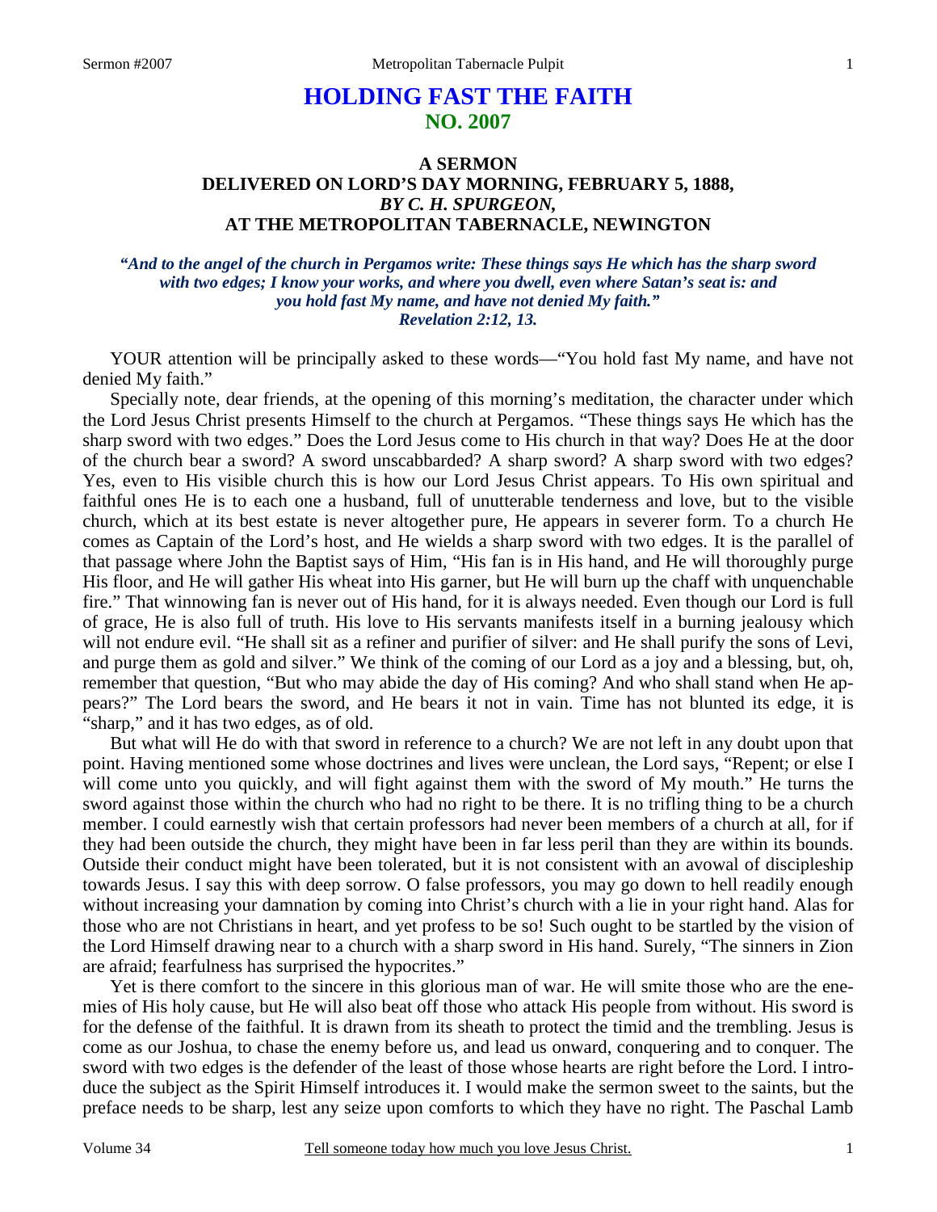# HOLDING FAST THE FAITH
## NO. 2007

### A SERMON
### DELIVERED ON LORD'S DAY MORNING, FEBRUARY 5, 1888,
### *BY C. H. SPURGEON,*
### AT THE METROPOLITAN TABERNACLE, NEWINGTON

***"And to the angel of the church in Pergamos write: These things says He which has the sharp sword with two edges; I know your works, and where you dwell, even where Satan's seat is: and you hold fast My name, and have not denied My faith."***
***Revelation 2:12, 13.***

YOUR attention will be principally asked to these words—"You hold fast My name, and have not denied My faith."

Specially note, dear friends, at the opening of this morning's meditation, the character under which the Lord Jesus Christ presents Himself to the church at Pergamos. "These things says He which has the sharp sword with two edges." Does the Lord Jesus come to His church in that way? Does He at the door of the church bear a sword? A sword unscabbarded? A sharp sword? A sharp sword with two edges? Yes, even to His visible church this is how our Lord Jesus Christ appears. To His own spiritual and faithful ones He is to each one a husband, full of unutterable tenderness and love, but to the visible church, which at its best estate is never altogether pure, He appears in severer form. To a church He comes as Captain of the Lord's host, and He wields a sharp sword with two edges. It is the parallel of that passage where John the Baptist says of Him, "His fan is in His hand, and He will thoroughly purge His floor, and He will gather His wheat into His garner, but He will burn up the chaff with unquenchable fire." That winnowing fan is never out of His hand, for it is always needed. Even though our Lord is full of grace, He is also full of truth. His love to His servants manifests itself in a burning jealousy which will not endure evil. "He shall sit as a refiner and purifier of silver: and He shall purify the sons of Levi, and purge them as gold and silver." We think of the coming of our Lord as a joy and a blessing, but, oh, remember that question, "But who may abide the day of His coming? And who shall stand when He appears?" The Lord bears the sword, and He bears it not in vain. Time has not blunted its edge, it is "sharp," and it has two edges, as of old.

But what will He do with that sword in reference to a church? We are not left in any doubt upon that point. Having mentioned some whose doctrines and lives were unclean, the Lord says, "Repent; or else I will come unto you quickly, and will fight against them with the sword of My mouth." He turns the sword against those within the church who had no right to be there. It is no trifling thing to be a church member. I could earnestly wish that certain professors had never been members of a church at all, for if they had been outside the church, they might have been in far less peril than they are within its bounds. Outside their conduct might have been tolerated, but it is not consistent with an avowal of discipleship towards Jesus. I say this with deep sorrow. O false professors, you may go down to hell readily enough without increasing your damnation by coming into Christ's church with a lie in your right hand. Alas for those who are not Christians in heart, and yet profess to be so! Such ought to be startled by the vision of the Lord Himself drawing near to a church with a sharp sword in His hand. Surely, "The sinners in Zion are afraid; fearfulness has surprised the hypocrites."

Yet is there comfort to the sincere in this glorious man of war. He will smite those who are the enemies of His holy cause, but He will also beat off those who attack His people from without. His sword is for the defense of the faithful. It is drawn from its sheath to protect the timid and the trembling. Jesus is come as our Joshua, to chase the enemy before us, and lead us onward, conquering and to conquer. The sword with two edges is the defender of the least of those whose hearts are right before the Lord. I introduce the subject as the Spirit Himself introduces it. I would make the sermon sweet to the saints, but the preface needs to be sharp, lest any seize upon comforts to which they have no right. The Paschal Lamb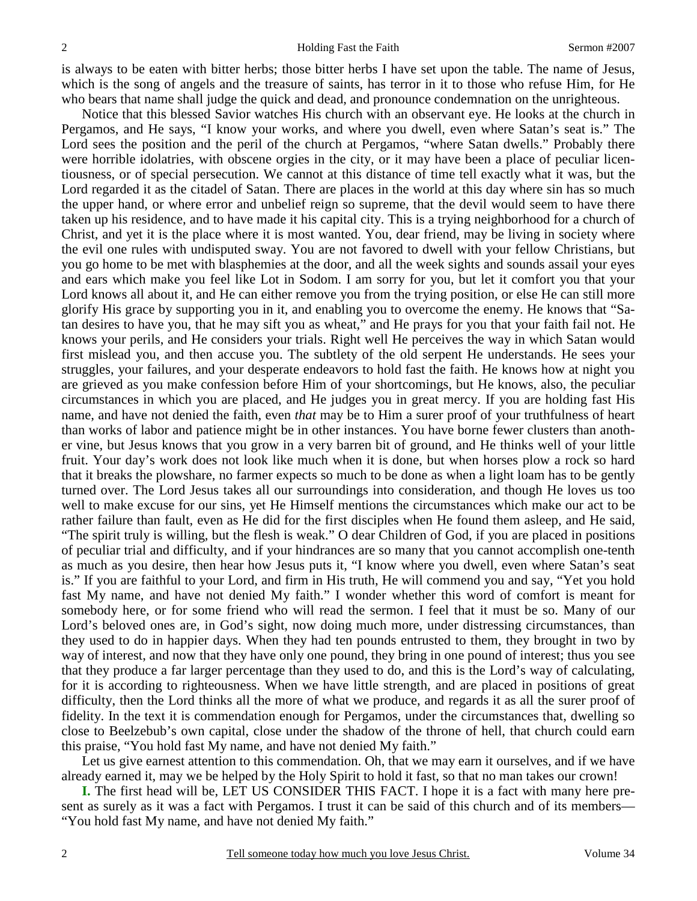is always to be eaten with bitter herbs; those bitter herbs I have set upon the table. The name of Jesus, which is the song of angels and the treasure of saints, has terror in it to those who refuse Him, for He who bears that name shall judge the quick and dead, and pronounce condemnation on the unrighteous.

Notice that this blessed Savior watches His church with an observant eye. He looks at the church in Pergamos, and He says, "I know your works, and where you dwell, even where Satan's seat is." The Lord sees the position and the peril of the church at Pergamos, "where Satan dwells." Probably there were horrible idolatries, with obscene orgies in the city, or it may have been a place of peculiar licentiousness, or of special persecution. We cannot at this distance of time tell exactly what it was, but the Lord regarded it as the citadel of Satan. There are places in the world at this day where sin has so much the upper hand, or where error and unbelief reign so supreme, that the devil would seem to have there taken up his residence, and to have made it his capital city. This is a trying neighborhood for a church of Christ, and yet it is the place where it is most wanted. You, dear friend, may be living in society where the evil one rules with undisputed sway. You are not favored to dwell with your fellow Christians, but you go home to be met with blasphemies at the door, and all the week sights and sounds assail your eyes and ears which make you feel like Lot in Sodom. I am sorry for you, but let it comfort you that your Lord knows all about it, and He can either remove you from the trying position, or else He can still more glorify His grace by supporting you in it, and enabling you to overcome the enemy. He knows that "Satan desires to have you, that he may sift you as wheat," and He prays for you that your faith fail not. He knows your perils, and He considers your trials. Right well He perceives the way in which Satan would first mislead you, and then accuse you. The subtlety of the old serpent He understands. He sees your struggles, your failures, and your desperate endeavors to hold fast the faith. He knows how at night you are grieved as you make confession before Him of your shortcomings, but He knows, also, the peculiar circumstances in which you are placed, and He judges you in great mercy. If you are holding fast His name, and have not denied the faith, even *that* may be to Him a surer proof of your truthfulness of heart than works of labor and patience might be in other instances. You have borne fewer clusters than another vine, but Jesus knows that you grow in a very barren bit of ground, and He thinks well of your little fruit. Your day's work does not look like much when it is done, but when horses plow a rock so hard that it breaks the plowshare, no farmer expects so much to be done as when a light loam has to be gently turned over. The Lord Jesus takes all our surroundings into consideration, and though He loves us too well to make excuse for our sins, yet He Himself mentions the circumstances which make our act to be rather failure than fault, even as He did for the first disciples when He found them asleep, and He said, "The spirit truly is willing, but the flesh is weak." O dear Children of God, if you are placed in positions of peculiar trial and difficulty, and if your hindrances are so many that you cannot accomplish one-tenth as much as you desire, then hear how Jesus puts it, "I know where you dwell, even where Satan's seat is." If you are faithful to your Lord, and firm in His truth, He will commend you and say, "Yet you hold fast My name, and have not denied My faith." I wonder whether this word of comfort is meant for somebody here, or for some friend who will read the sermon. I feel that it must be so. Many of our Lord's beloved ones are, in God's sight, now doing much more, under distressing circumstances, than they used to do in happier days. When they had ten pounds entrusted to them, they brought in two by way of interest, and now that they have only one pound, they bring in one pound of interest; thus you see that they produce a far larger percentage than they used to do, and this is the Lord's way of calculating, for it is according to righteousness. When we have little strength, and are placed in positions of great difficulty, then the Lord thinks all the more of what we produce, and regards it as all the surer proof of fidelity. In the text it is commendation enough for Pergamos, under the circumstances that, dwelling so close to Beelzebub's own capital, close under the shadow of the throne of hell, that church could earn this praise, "You hold fast My name, and have not denied My faith."

Let us give earnest attention to this commendation. Oh, that we may earn it ourselves, and if we have already earned it, may we be helped by the Holy Spirit to hold it fast, so that no man takes our crown!

**I.** The first head will be, LET US CONSIDER THIS FACT. I hope it is a fact with many here present as surely as it was a fact with Pergamos. I trust it can be said of this church and of its members—"You hold fast My name, and have not denied My faith."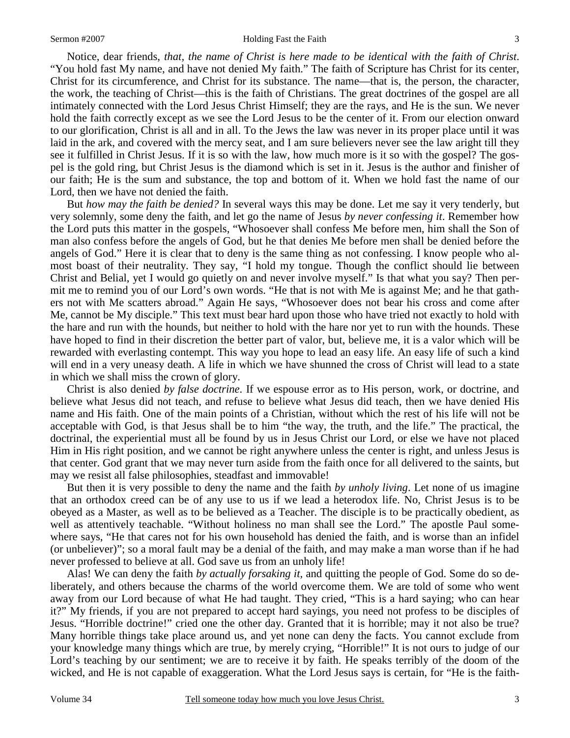Notice, dear friends, *that, the name of Christ is here made to be identical with the faith of Christ*. "You hold fast My name, and have not denied My faith." The faith of Scripture has Christ for its center, Christ for its circumference, and Christ for its substance. The name—that is, the person, the character, the work, the teaching of Christ—this is the faith of Christians. The great doctrines of the gospel are all intimately connected with the Lord Jesus Christ Himself; they are the rays, and He is the sun. We never hold the faith correctly except as we see the Lord Jesus to be the center of it. From our election onward to our glorification, Christ is all and in all. To the Jews the law was never in its proper place until it was laid in the ark, and covered with the mercy seat, and I am sure believers never see the law aright till they see it fulfilled in Christ Jesus. If it is so with the law, how much more is it so with the gospel? The gospel is the gold ring, but Christ Jesus is the diamond which is set in it. Jesus is the author and finisher of our faith; He is the sum and substance, the top and bottom of it. When we hold fast the name of our Lord, then we have not denied the faith.

But *how may the faith be denied?* In several ways this may be done. Let me say it very tenderly, but very solemnly, some deny the faith, and let go the name of Jesus *by never confessing it*. Remember how the Lord puts this matter in the gospels, "Whosoever shall confess Me before men, him shall the Son of man also confess before the angels of God, but he that denies Me before men shall be denied before the angels of God." Here it is clear that to deny is the same thing as not confessing. I know people who almost boast of their neutrality. They say, "I hold my tongue. Though the conflict should lie between Christ and Belial, yet I would go quietly on and never involve myself." Is that what you say? Then permit me to remind you of our Lord's own words. "He that is not with Me is against Me; and he that gathers not with Me scatters abroad." Again He says, "Whosoever does not bear his cross and come after Me, cannot be My disciple." This text must bear hard upon those who have tried not exactly to hold with the hare and run with the hounds, but neither to hold with the hare nor yet to run with the hounds. These have hoped to find in their discretion the better part of valor, but, believe me, it is a valor which will be rewarded with everlasting contempt. This way you hope to lead an easy life. An easy life of such a kind will end in a very uneasy death. A life in which we have shunned the cross of Christ will lead to a state in which we shall miss the crown of glory.

Christ is also denied *by false doctrine*. If we espouse error as to His person, work, or doctrine, and believe what Jesus did not teach, and refuse to believe what Jesus did teach, then we have denied His name and His faith. One of the main points of a Christian, without which the rest of his life will not be acceptable with God, is that Jesus shall be to him "the way, the truth, and the life." The practical, the doctrinal, the experiential must all be found by us in Jesus Christ our Lord, or else we have not placed Him in His right position, and we cannot be right anywhere unless the center is right, and unless Jesus is that center. God grant that we may never turn aside from the faith once for all delivered to the saints, but may we resist all false philosophies, steadfast and immovable!

But then it is very possible to deny the name and the faith *by unholy living*. Let none of us imagine that an orthodox creed can be of any use to us if we lead a heterodox life. No, Christ Jesus is to be obeyed as a Master, as well as to be believed as a Teacher. The disciple is to be practically obedient, as well as attentively teachable. "Without holiness no man shall see the Lord." The apostle Paul somewhere says, "He that cares not for his own household has denied the faith, and is worse than an infidel (or unbeliever)"; so a moral fault may be a denial of the faith, and may make a man worse than if he had never professed to believe at all. God save us from an unholy life!

Alas! We can deny the faith *by actually forsaking it*, and quitting the people of God. Some do so deliberately, and others because the charms of the world overcome them. We are told of some who went away from our Lord because of what He had taught. They cried, "This is a hard saying; who can hear it?" My friends, if you are not prepared to accept hard sayings, you need not profess to be disciples of Jesus. "Horrible doctrine!" cried one the other day. Granted that it is horrible; may it not also be true? Many horrible things take place around us, and yet none can deny the facts. You cannot exclude from your knowledge many things which are true, by merely crying, "Horrible!" It is not ours to judge of our Lord's teaching by our sentiment; we are to receive it by faith. He speaks terribly of the doom of the wicked, and He is not capable of exaggeration. What the Lord Jesus says is certain, for "He is the faith-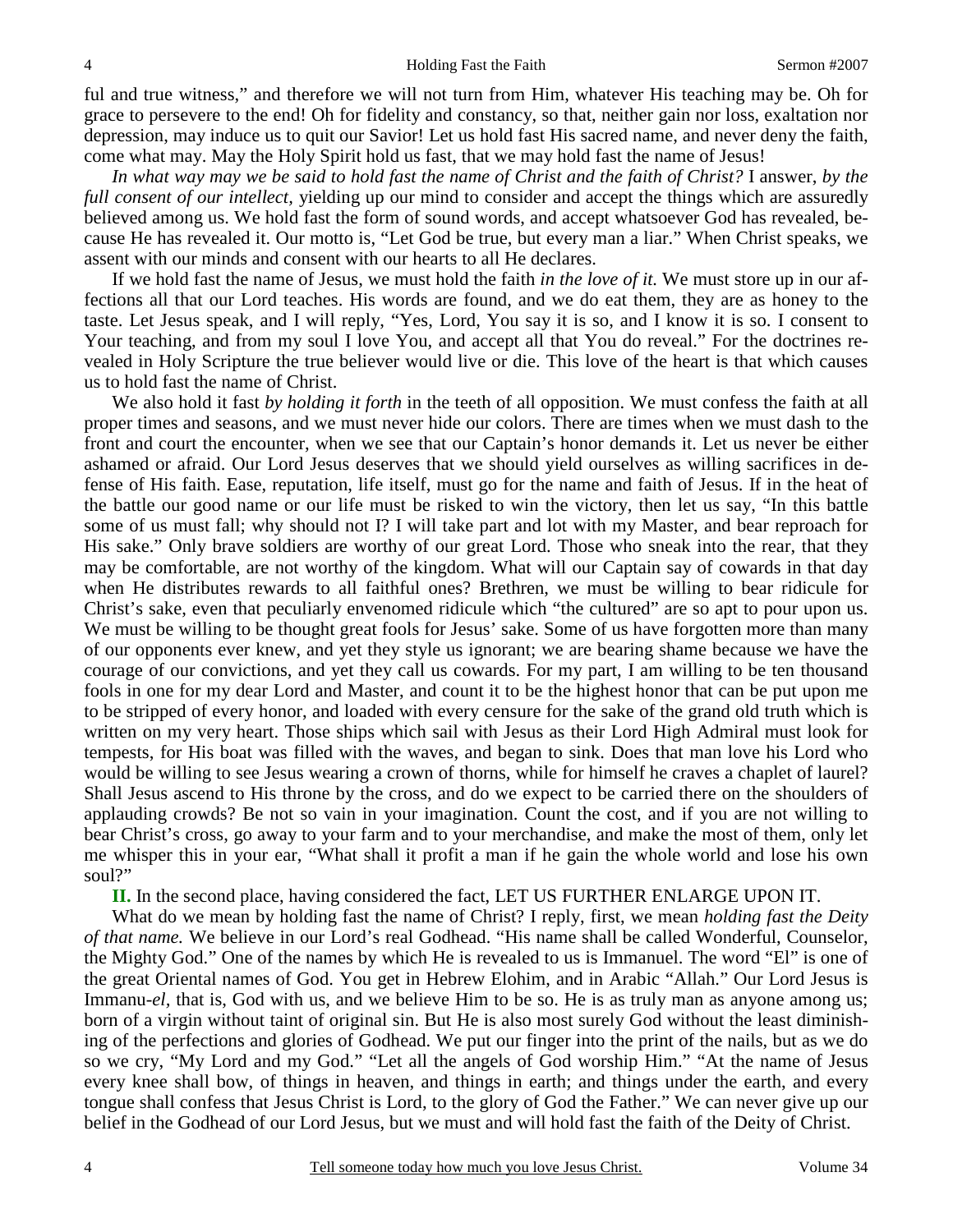ful and true witness," and therefore we will not turn from Him, whatever His teaching may be. Oh for grace to persevere to the end! Oh for fidelity and constancy, so that, neither gain nor loss, exaltation nor depression, may induce us to quit our Savior! Let us hold fast His sacred name, and never deny the faith, come what may. May the Holy Spirit hold us fast, that we may hold fast the name of Jesus!

*In what way may we be said to hold fast the name of Christ and the faith of Christ?* I answer, *by the full consent of our intellect,* yielding up our mind to consider and accept the things which are assuredly believed among us. We hold fast the form of sound words, and accept whatsoever God has revealed, because He has revealed it. Our motto is, "Let God be true, but every man a liar." When Christ speaks, we assent with our minds and consent with our hearts to all He declares.

If we hold fast the name of Jesus, we must hold the faith *in the love of it.* We must store up in our affections all that our Lord teaches. His words are found, and we do eat them, they are as honey to the taste. Let Jesus speak, and I will reply, "Yes, Lord, You say it is so, and I know it is so. I consent to Your teaching, and from my soul I love You, and accept all that You do reveal." For the doctrines revealed in Holy Scripture the true believer would live or die. This love of the heart is that which causes us to hold fast the name of Christ.

We also hold it fast *by holding it forth* in the teeth of all opposition. We must confess the faith at all proper times and seasons, and we must never hide our colors. There are times when we must dash to the front and court the encounter, when we see that our Captain's honor demands it. Let us never be either ashamed or afraid. Our Lord Jesus deserves that we should yield ourselves as willing sacrifices in defense of His faith. Ease, reputation, life itself, must go for the name and faith of Jesus. If in the heat of the battle our good name or our life must be risked to win the victory, then let us say, "In this battle some of us must fall; why should not I? I will take part and lot with my Master, and bear reproach for His sake." Only brave soldiers are worthy of our great Lord. Those who sneak into the rear, that they may be comfortable, are not worthy of the kingdom. What will our Captain say of cowards in that day when He distributes rewards to all faithful ones? Brethren, we must be willing to bear ridicule for Christ's sake, even that peculiarly envenomed ridicule which "the cultured" are so apt to pour upon us. We must be willing to be thought great fools for Jesus' sake. Some of us have forgotten more than many of our opponents ever knew, and yet they style us ignorant; we are bearing shame because we have the courage of our convictions, and yet they call us cowards. For my part, I am willing to be ten thousand fools in one for my dear Lord and Master, and count it to be the highest honor that can be put upon me to be stripped of every honor, and loaded with every censure for the sake of the grand old truth which is written on my very heart. Those ships which sail with Jesus as their Lord High Admiral must look for tempests, for His boat was filled with the waves, and began to sink. Does that man love his Lord who would be willing to see Jesus wearing a crown of thorns, while for himself he craves a chaplet of laurel? Shall Jesus ascend to His throne by the cross, and do we expect to be carried there on the shoulders of applauding crowds? Be not so vain in your imagination. Count the cost, and if you are not willing to bear Christ's cross, go away to your farm and to your merchandise, and make the most of them, only let me whisper this in your ear, "What shall it profit a man if he gain the whole world and lose his own soul?"

**II.** In the second place, having considered the fact, LET US FURTHER ENLARGE UPON IT.

What do we mean by holding fast the name of Christ? I reply, first, we mean *holding fast the Deity of that name.* We believe in our Lord's real Godhead. "His name shall be called Wonderful, Counselor, the Mighty God." One of the names by which He is revealed to us is Immanuel. The word "El" is one of the great Oriental names of God. You get in Hebrew Elohim, and in Arabic "Allah." Our Lord Jesus is Immanu-*el,* that is, God with us, and we believe Him to be so. He is as truly man as anyone among us; born of a virgin without taint of original sin. But He is also most surely God without the least diminishing of the perfections and glories of Godhead. We put our finger into the print of the nails, but as we do so we cry, "My Lord and my God." "Let all the angels of God worship Him." "At the name of Jesus every knee shall bow, of things in heaven, and things in earth; and things under the earth, and every tongue shall confess that Jesus Christ is Lord, to the glory of God the Father." We can never give up our belief in the Godhead of our Lord Jesus, but we must and will hold fast the faith of the Deity of Christ.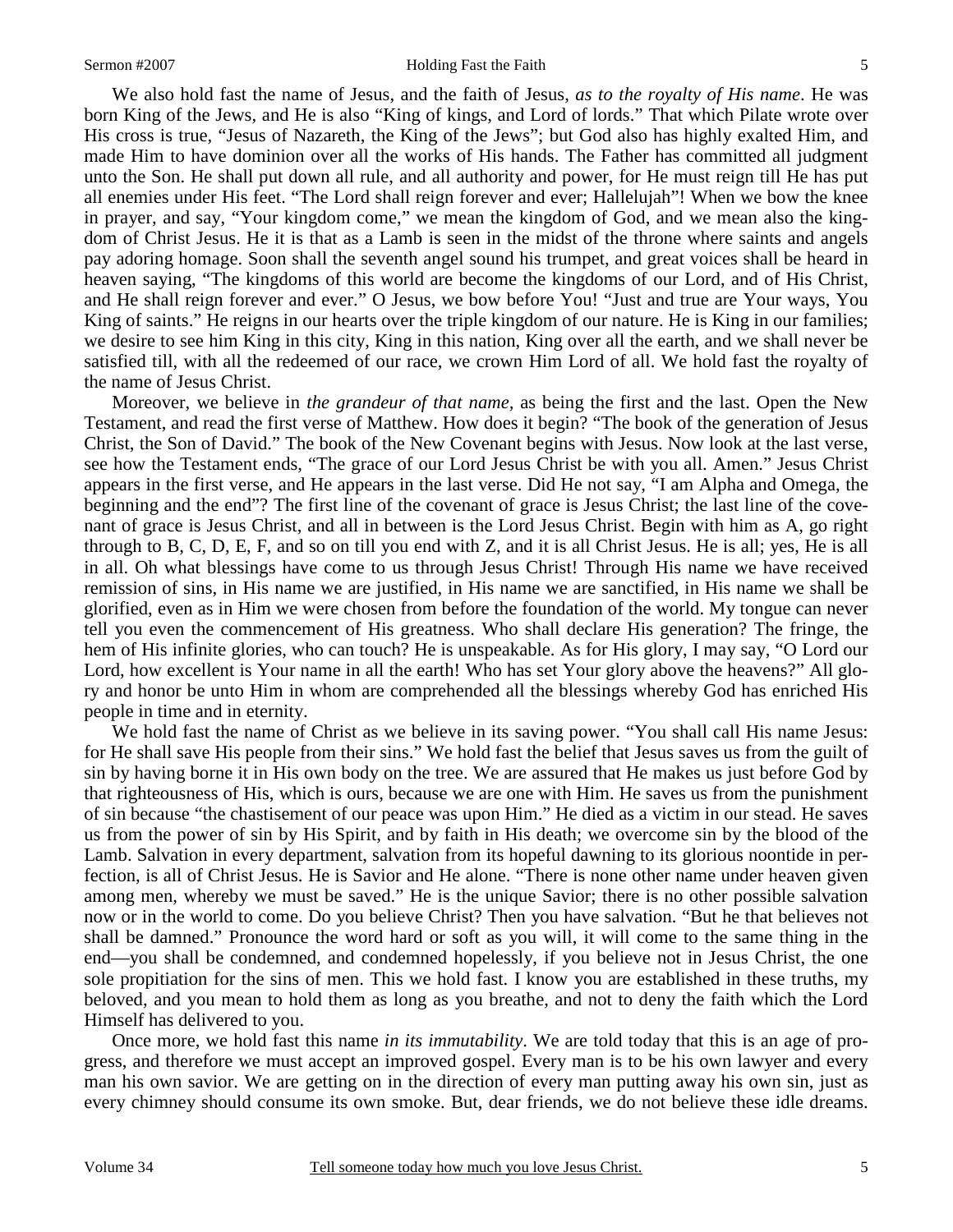We also hold fast the name of Jesus, and the faith of Jesus, *as to the royalty of His name*. He was born King of the Jews, and He is also "King of kings, and Lord of lords." That which Pilate wrote over His cross is true, "Jesus of Nazareth, the King of the Jews"; but God also has highly exalted Him, and made Him to have dominion over all the works of His hands. The Father has committed all judgment unto the Son. He shall put down all rule, and all authority and power, for He must reign till He has put all enemies under His feet. "The Lord shall reign forever and ever; Hallelujah"! When we bow the knee in prayer, and say, "Your kingdom come," we mean the kingdom of God, and we mean also the kingdom of Christ Jesus. He it is that as a Lamb is seen in the midst of the throne where saints and angels pay adoring homage. Soon shall the seventh angel sound his trumpet, and great voices shall be heard in heaven saying, "The kingdoms of this world are become the kingdoms of our Lord, and of His Christ, and He shall reign forever and ever." O Jesus, we bow before You! "Just and true are Your ways, You King of saints." He reigns in our hearts over the triple kingdom of our nature. He is King in our families; we desire to see him King in this city, King in this nation, King over all the earth, and we shall never be satisfied till, with all the redeemed of our race, we crown Him Lord of all. We hold fast the royalty of the name of Jesus Christ.

Moreover, we believe in *the grandeur of that name,* as being the first and the last. Open the New Testament, and read the first verse of Matthew. How does it begin? "The book of the generation of Jesus Christ, the Son of David." The book of the New Covenant begins with Jesus. Now look at the last verse, see how the Testament ends, "The grace of our Lord Jesus Christ be with you all. Amen." Jesus Christ appears in the first verse, and He appears in the last verse. Did He not say, "I am Alpha and Omega, the beginning and the end"? The first line of the covenant of grace is Jesus Christ; the last line of the covenant of grace is Jesus Christ, and all in between is the Lord Jesus Christ. Begin with him as A, go right through to B, C, D, E, F, and so on till you end with Z, and it is all Christ Jesus. He is all; yes, He is all in all. Oh what blessings have come to us through Jesus Christ! Through His name we have received remission of sins, in His name we are justified, in His name we are sanctified, in His name we shall be glorified, even as in Him we were chosen from before the foundation of the world. My tongue can never tell you even the commencement of His greatness. Who shall declare His generation? The fringe, the hem of His infinite glories, who can touch? He is unspeakable. As for His glory, I may say, "O Lord our Lord, how excellent is Your name in all the earth! Who has set Your glory above the heavens?" All glory and honor be unto Him in whom are comprehended all the blessings whereby God has enriched His people in time and in eternity.

We hold fast the name of Christ as we believe in its saving power. "You shall call His name Jesus: for He shall save His people from their sins." We hold fast the belief that Jesus saves us from the guilt of sin by having borne it in His own body on the tree. We are assured that He makes us just before God by that righteousness of His, which is ours, because we are one with Him. He saves us from the punishment of sin because "the chastisement of our peace was upon Him." He died as a victim in our stead. He saves us from the power of sin by His Spirit, and by faith in His death; we overcome sin by the blood of the Lamb. Salvation in every department, salvation from its hopeful dawning to its glorious noontide in perfection, is all of Christ Jesus. He is Savior and He alone. "There is none other name under heaven given among men, whereby we must be saved." He is the unique Savior; there is no other possible salvation now or in the world to come. Do you believe Christ? Then you have salvation. "But he that believes not shall be damned." Pronounce the word hard or soft as you will, it will come to the same thing in the end—you shall be condemned, and condemned hopelessly, if you believe not in Jesus Christ, the one sole propitiation for the sins of men. This we hold fast. I know you are established in these truths, my beloved, and you mean to hold them as long as you breathe, and not to deny the faith which the Lord Himself has delivered to you.

Once more, we hold fast this name *in its immutability*. We are told today that this is an age of progress, and therefore we must accept an improved gospel. Every man is to be his own lawyer and every man his own savior. We are getting on in the direction of every man putting away his own sin, just as every chimney should consume its own smoke. But, dear friends, we do not believe these idle dreams.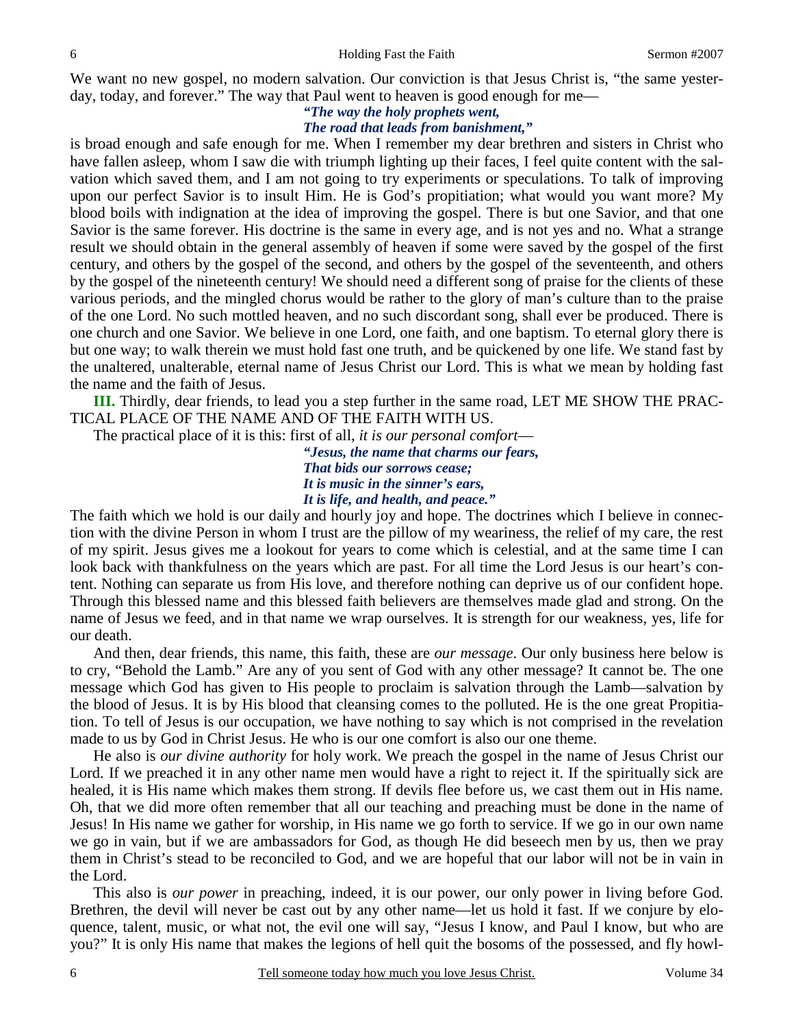We want no new gospel, no modern salvation. Our conviction is that Jesus Christ is, "the same yesterday, today, and forever." The way that Paul went to heaven is good enough for me—

> ***"The way the holy prophets went,***
> ***The road that leads from banishment,"***

is broad enough and safe enough for me. When I remember my dear brethren and sisters in Christ who have fallen asleep, whom I saw die with triumph lighting up their faces, I feel quite content with the salvation which saved them, and I am not going to try experiments or speculations. To talk of improving upon our perfect Savior is to insult Him. He is God's propitiation; what would you want more? My blood boils with indignation at the idea of improving the gospel. There is but one Savior, and that one Savior is the same forever. His doctrine is the same in every age, and is not yes and no. What a strange result we should obtain in the general assembly of heaven if some were saved by the gospel of the first century, and others by the gospel of the second, and others by the gospel of the seventeenth, and others by the gospel of the nineteenth century! We should need a different song of praise for the clients of these various periods, and the mingled chorus would be rather to the glory of man's culture than to the praise of the one Lord. No such mottled heaven, and no such discordant song, shall ever be produced. There is one church and one Savior. We believe in one Lord, one faith, and one baptism. To eternal glory there is but one way; to walk therein we must hold fast one truth, and be quickened by one life. We stand fast by the unaltered, unalterable, eternal name of Jesus Christ our Lord. This is what we mean by holding fast the name and the faith of Jesus.

**III.** Thirdly, dear friends, to lead you a step further in the same road, LET ME SHOW THE PRACTICAL PLACE OF THE NAME AND OF THE FAITH WITH US.

The practical place of it is this: first of all, *it is our personal comfort*—

> ***"Jesus, the name that charms our fears,***
> ***That bids our sorrows cease;***
> ***It is music in the sinner's ears,***
> ***It is life, and health, and peace."***

The faith which we hold is our daily and hourly joy and hope. The doctrines which I believe in connection with the divine Person in whom I trust are the pillow of my weariness, the relief of my care, the rest of my spirit. Jesus gives me a lookout for years to come which is celestial, and at the same time I can look back with thankfulness on the years which are past. For all time the Lord Jesus is our heart's content. Nothing can separate us from His love, and therefore nothing can deprive us of our confident hope. Through this blessed name and this blessed faith believers are themselves made glad and strong. On the name of Jesus we feed, and in that name we wrap ourselves. It is strength for our weakness, yes, life for our death.

And then, dear friends, this name, this faith, these are *our message*. Our only business here below is to cry, "Behold the Lamb." Are any of you sent of God with any other message? It cannot be. The one message which God has given to His people to proclaim is salvation through the Lamb—salvation by the blood of Jesus. It is by His blood that cleansing comes to the polluted. He is the one great Propitiation. To tell of Jesus is our occupation, we have nothing to say which is not comprised in the revelation made to us by God in Christ Jesus. He who is our one comfort is also our one theme.

He also is *our divine authority* for holy work. We preach the gospel in the name of Jesus Christ our Lord. If we preached it in any other name men would have a right to reject it. If the spiritually sick are healed, it is His name which makes them strong. If devils flee before us, we cast them out in His name. Oh, that we did more often remember that all our teaching and preaching must be done in the name of Jesus! In His name we gather for worship, in His name we go forth to service. If we go in our own name we go in vain, but if we are ambassadors for God, as though He did beseech men by us, then we pray them in Christ's stead to be reconciled to God, and we are hopeful that our labor will not be in vain in the Lord.

This also is *our power* in preaching, indeed, it is our power, our only power in living before God. Brethren, the devil will never be cast out by any other name—let us hold it fast. If we conjure by eloquence, talent, music, or what not, the evil one will say, "Jesus I know, and Paul I know, but who are you?" It is only His name that makes the legions of hell quit the bosoms of the possessed, and fly howl-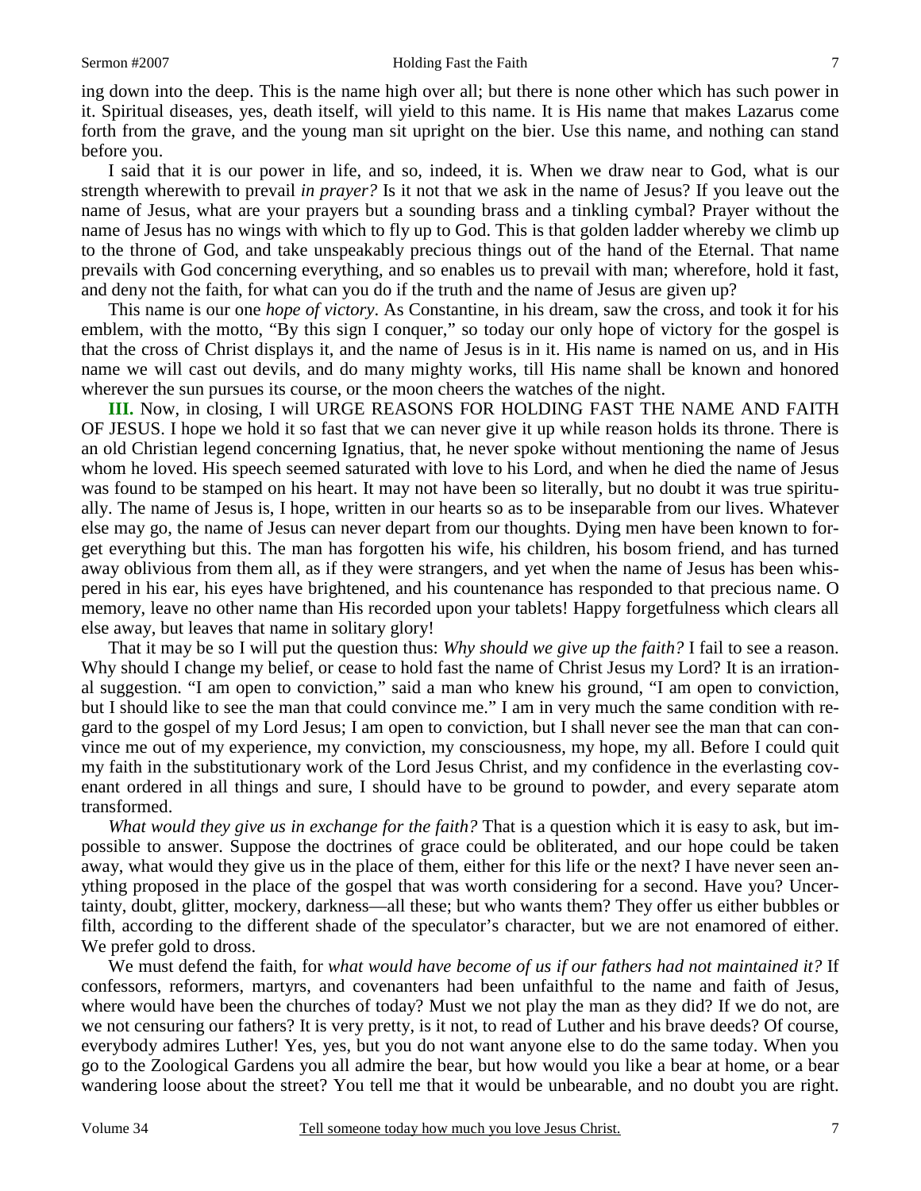ing down into the deep. This is the name high over all; but there is none other which has such power in it. Spiritual diseases, yes, death itself, will yield to this name. It is His name that makes Lazarus come forth from the grave, and the young man sit upright on the bier. Use this name, and nothing can stand before you.

I said that it is our power in life, and so, indeed, it is. When we draw near to God, what is our strength wherewith to prevail *in prayer?* Is it not that we ask in the name of Jesus? If you leave out the name of Jesus, what are your prayers but a sounding brass and a tinkling cymbal? Prayer without the name of Jesus has no wings with which to fly up to God. This is that golden ladder whereby we climb up to the throne of God, and take unspeakably precious things out of the hand of the Eternal. That name prevails with God concerning everything, and so enables us to prevail with man; wherefore, hold it fast, and deny not the faith, for what can you do if the truth and the name of Jesus are given up?

This name is our one *hope of victory*. As Constantine, in his dream, saw the cross, and took it for his emblem, with the motto, "By this sign I conquer," so today our only hope of victory for the gospel is that the cross of Christ displays it, and the name of Jesus is in it. His name is named on us, and in His name we will cast out devils, and do many mighty works, till His name shall be known and honored wherever the sun pursues its course, or the moon cheers the watches of the night.

**III.** Now, in closing, I will URGE REASONS FOR HOLDING FAST THE NAME AND FAITH OF JESUS. I hope we hold it so fast that we can never give it up while reason holds its throne. There is an old Christian legend concerning Ignatius, that, he never spoke without mentioning the name of Jesus whom he loved. His speech seemed saturated with love to his Lord, and when he died the name of Jesus was found to be stamped on his heart. It may not have been so literally, but no doubt it was true spiritually. The name of Jesus is, I hope, written in our hearts so as to be inseparable from our lives. Whatever else may go, the name of Jesus can never depart from our thoughts. Dying men have been known to forget everything but this. The man has forgotten his wife, his children, his bosom friend, and has turned away oblivious from them all, as if they were strangers, and yet when the name of Jesus has been whispered in his ear, his eyes have brightened, and his countenance has responded to that precious name. O memory, leave no other name than His recorded upon your tablets! Happy forgetfulness which clears all else away, but leaves that name in solitary glory!

That it may be so I will put the question thus: *Why should we give up the faith?* I fail to see a reason. Why should I change my belief, or cease to hold fast the name of Christ Jesus my Lord? It is an irrational suggestion. "I am open to conviction," said a man who knew his ground, "I am open to conviction, but I should like to see the man that could convince me." I am in very much the same condition with regard to the gospel of my Lord Jesus; I am open to conviction, but I shall never see the man that can convince me out of my experience, my conviction, my consciousness, my hope, my all. Before I could quit my faith in the substitutionary work of the Lord Jesus Christ, and my confidence in the everlasting covenant ordered in all things and sure, I should have to be ground to powder, and every separate atom transformed.

*What would they give us in exchange for the faith?* That is a question which it is easy to ask, but impossible to answer. Suppose the doctrines of grace could be obliterated, and our hope could be taken away, what would they give us in the place of them, either for this life or the next? I have never seen anything proposed in the place of the gospel that was worth considering for a second. Have you? Uncertainty, doubt, glitter, mockery, darkness—all these; but who wants them? They offer us either bubbles or filth, according to the different shade of the speculator's character, but we are not enamored of either. We prefer gold to dross.

We must defend the faith, for *what would have become of us if our fathers had not maintained it?* If confessors, reformers, martyrs, and covenanters had been unfaithful to the name and faith of Jesus, where would have been the churches of today? Must we not play the man as they did? If we do not, are we not censuring our fathers? It is very pretty, is it not, to read of Luther and his brave deeds? Of course, everybody admires Luther! Yes, yes, but you do not want anyone else to do the same today. When you go to the Zoological Gardens you all admire the bear, but how would you like a bear at home, or a bear wandering loose about the street? You tell me that it would be unbearable, and no doubt you are right.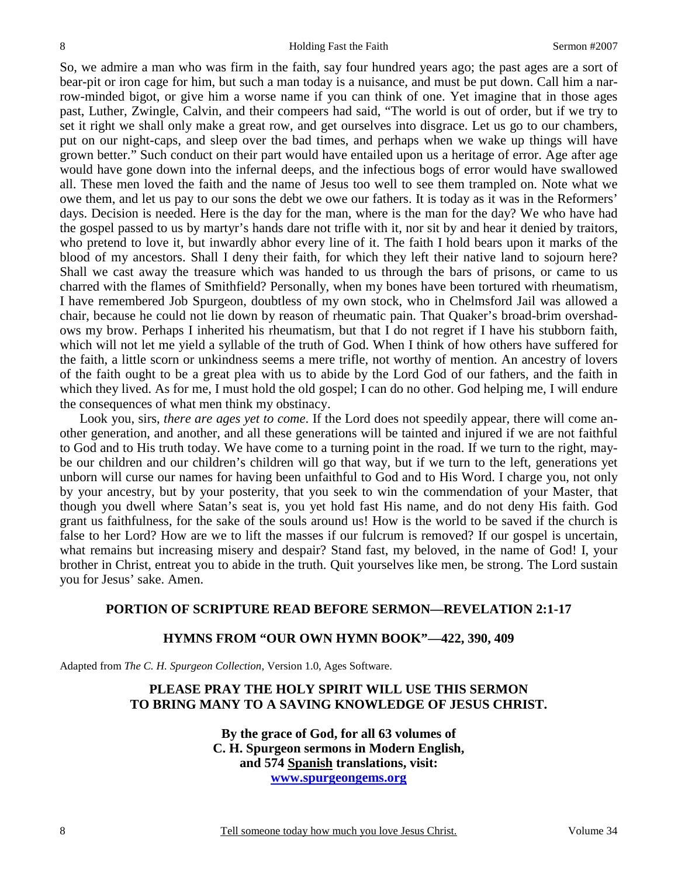So, we admire a man who was firm in the faith, say four hundred years ago; the past ages are a sort of bear-pit or iron cage for him, but such a man today is a nuisance, and must be put down. Call him a narrow-minded bigot, or give him a worse name if you can think of one. Yet imagine that in those ages past, Luther, Zwingle, Calvin, and their compeers had said, "The world is out of order, but if we try to set it right we shall only make a great row, and get ourselves into disgrace. Let us go to our chambers, put on our night-caps, and sleep over the bad times, and perhaps when we wake up things will have grown better." Such conduct on their part would have entailed upon us a heritage of error. Age after age would have gone down into the infernal deeps, and the infectious bogs of error would have swallowed all. These men loved the faith and the name of Jesus too well to see them trampled on. Note what we owe them, and let us pay to our sons the debt we owe our fathers. It is today as it was in the Reformers' days. Decision is needed. Here is the day for the man, where is the man for the day? We who have had the gospel passed to us by martyr's hands dare not trifle with it, nor sit by and hear it denied by traitors, who pretend to love it, but inwardly abhor every line of it. The faith I hold bears upon it marks of the blood of my ancestors. Shall I deny their faith, for which they left their native land to sojourn here? Shall we cast away the treasure which was handed to us through the bars of prisons, or came to us charred with the flames of Smithfield? Personally, when my bones have been tortured with rheumatism, I have remembered Job Spurgeon, doubtless of my own stock, who in Chelmsford Jail was allowed a chair, because he could not lie down by reason of rheumatic pain. That Quaker's broad-brim overshadows my brow. Perhaps I inherited his rheumatism, but that I do not regret if I have his stubborn faith, which will not let me yield a syllable of the truth of God. When I think of how others have suffered for the faith, a little scorn or unkindness seems a mere trifle, not worthy of mention. An ancestry of lovers of the faith ought to be a great plea with us to abide by the Lord God of our fathers, and the faith in which they lived. As for me, I must hold the old gospel; I can do no other. God helping me, I will endure the consequences of what men think my obstinacy.

Look you, sirs, *there are ages yet to come*. If the Lord does not speedily appear, there will come another generation, and another, and all these generations will be tainted and injured if we are not faithful to God and to His truth today. We have come to a turning point in the road. If we turn to the right, maybe our children and our children's children will go that way, but if we turn to the left, generations yet unborn will curse our names for having been unfaithful to God and to His Word. I charge you, not only by your ancestry, but by your posterity, that you seek to win the commendation of your Master, that though you dwell where Satan's seat is, you yet hold fast His name, and do not deny His faith. God grant us faithfulness, for the sake of the souls around us! How is the world to be saved if the church is false to her Lord? How are we to lift the masses if our fulcrum is removed? If our gospel is uncertain, what remains but increasing misery and despair? Stand fast, my beloved, in the name of God! I, your brother in Christ, entreat you to abide in the truth. Quit yourselves like men, be strong. The Lord sustain you for Jesus' sake. Amen.

**PORTION OF SCRIPTURE READ BEFORE SERMON—REVELATION 2:1-17**

**HYMNS FROM "OUR OWN HYMN BOOK"—422, 390, 409**

Adapted from *The C. H. Spurgeon Collection*, Version 1.0, Ages Software.

**PLEASE PRAY THE HOLY SPIRIT WILL USE THIS SERMON TO BRING MANY TO A SAVING KNOWLEDGE OF JESUS CHRIST.**

**By the grace of God, for all 63 volumes of C. H. Spurgeon sermons in Modern English, and 574 Spanish translations, visit: www.spurgeongems.org**